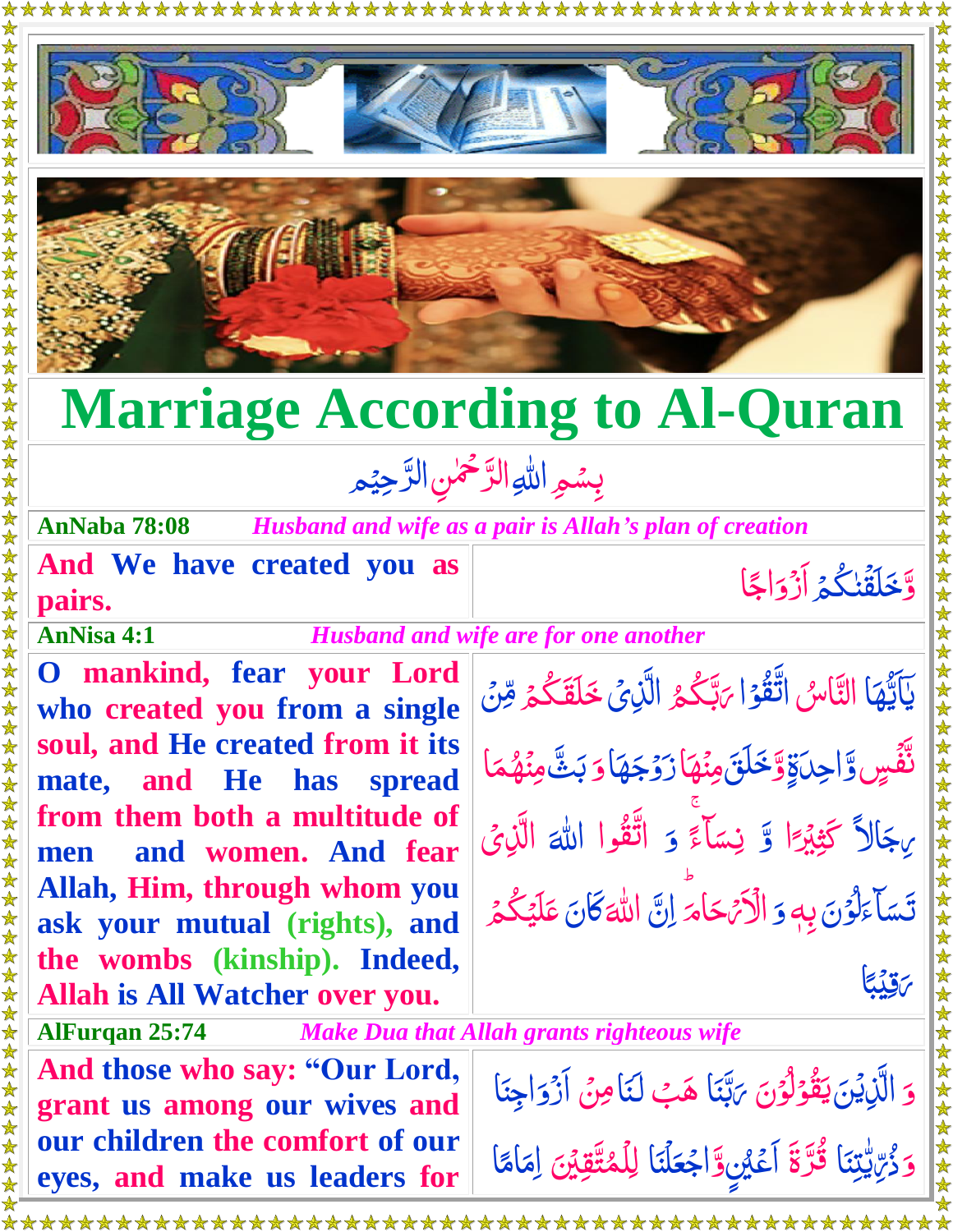# Marriage According to Al-Quran

بِسۡمِ اللّٰہِ الرَّحۡمٰنِ الرَّحِیۡم

| AnNaba 78:08 | *Husband and wife as a pair is Allah's plan of creation* |
|---|---|
| **And We have created you as pairs.** | وَّخَلَقۡنٰکُمۡ اَزۡوَاجًا |

| AnNisa 4:1 | *Husband and wife are for one another* |
|---|---|
| **O mankind, fear your Lord who created you from a single soul, and He created from it its mate, and He has spread from them both a multitude of men and women. And fear Allah, Him, through whom you ask your mutual (rights), and the wombs (kinship). Indeed, Allah is All Watcher over you.** | یٰۤاَیُّہَا النَّاسُ اتَّقُوۡا رَبَّکُمُ الَّذِیۡ خَلَقَکُمۡ مِّنۡ نَّفۡسٍ وَّاحِدَۃٍ وَّ خَلَقَ مِنۡہَا زَوۡجَہَا وَ بَثَّ مِنۡہُمَا رِجَالًا کَثِیۡرًا وَّ نِسَآءً ۚ وَ اتَّقُوا اللّٰہَ الَّذِیۡ تَسَآءَلُوۡنَ بِہٖ وَ الۡاَرۡحَامَ ؕ اِنَّ اللّٰہَ کَانَ عَلَیۡکُمۡ رَقِیۡبًا |

| AlFurqan 25:74 | *Make Dua that Allah grants righteous wife* |
|---|---|
| **And those who say: "Our Lord, grant us among our wives and our children the comfort of our eyes, and make us leaders for** | وَ الَّذِیۡنَ یَقُوۡلُوۡنَ رَبَّنَا ہَبۡ لَنَا مِنۡ اَزۡوَاجِنَا وَ ذُرِّیّٰتِنَا قُرَّۃَ اَعۡیُنٍ وَّ اجۡعَلۡنَا لِلۡمُتَّقِیۡنَ اِمَامًا |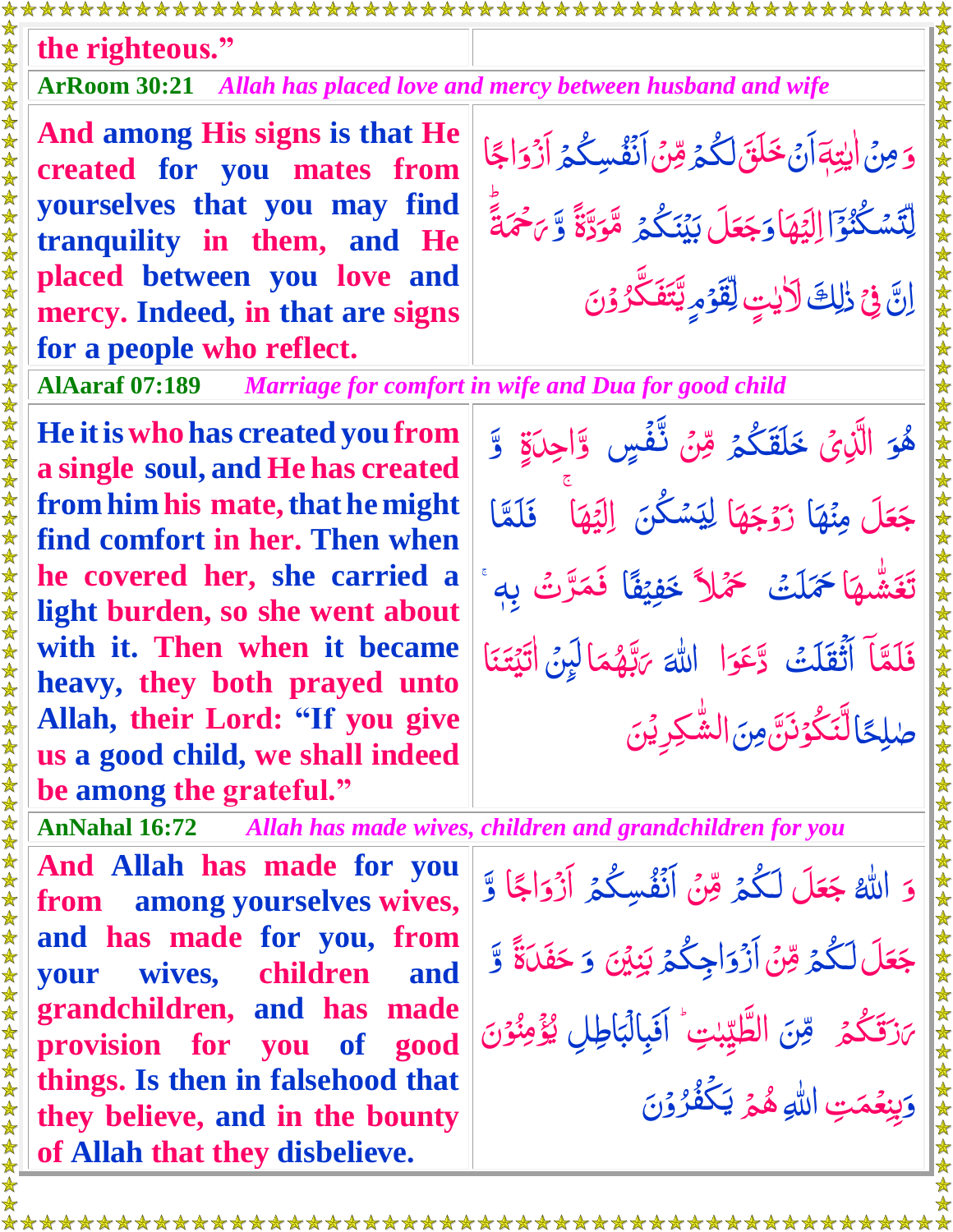the righteous.”

**ArRoom 30:21** *Allah has placed love and mercy between husband and wife*

| | |
|---|---|
| **And among His signs is that He created for you mates from yourselves that you may find tranquility in them, and He placed between you love and mercy. Indeed, in that are signs for a people who reflect.** | وَ مِنۡ اٰيٰتِهٖۤ اَنۡ خَلَقَ لَكُمۡ مِّنۡ اَنۡفُسِكُمۡ اَزۡوَاجًا لِّتَسۡكُنُوۡۤا اِلَيۡهَا وَجَعَلَ بَيۡنَكُمۡ مَّوَدَّةً وَّ رَحۡمَةً ؕ اِنَّ فِىۡ ذٰلِكَ لَاٰيٰتٍ لِّقَوۡمٍ يَّتَفَكَّرُوۡنَ |

**AlAaraf 07:189** *Marriage for comfort in wife and Dua for good child*

| | |
|---|---|
| **He it is who has created you from a single soul, and He has created from him his mate, that he might find comfort in her. Then when he covered her, she carried a light burden, so she went about with it. Then when it became heavy, they both prayed unto Allah, their Lord: “If you give us a good child, we shall indeed be among the grateful.”** | هُوَ الَّذِىۡ خَلَقَكُمۡ مِّنۡ نَّفۡسٍ وَّاحِدَةٍ وَّ جَعَلَ مِنۡهَا زَوۡجَهَا لِيَسۡكُنَ اِلَيۡهَا ۚ فَلَمَّا تَغَشّٰٮهَا حَمَلَتۡ حَمۡلًا خَفِيۡفًا فَمَرَّتۡ بِهٖ ۚ فَلَمَّاۤ اَثۡقَلَتۡ دَّعَوَا اللّٰهَ رَبَّهُمَا لَئِنۡ اٰتَيۡتَنَا صَالِحًا لَّنَكُوۡنَنَّ مِنَ الشّٰكِرِيۡنَ |

**AnNahal 16:72** *Allah has made wives, children and grandchildren for you*

| | |
|---|---|
| **And Allah has made for you from among yourselves wives, and has made for you, from your wives, children and grandchildren, and has made provision for you of good things. Is then in falsehood that they believe, and in the bounty of Allah that they disbelieve.** | وَ اللّٰهُ جَعَلَ لَـكُمۡ مِّنۡ اَنۡفُسِكُمۡ اَزۡوَاجًا وَّ جَعَلَ لَـكُمۡ مِّنۡ اَزۡوَاجِكُمۡ بَنِيۡنَ وَ حَفَدَةً وَّ رَزَقَكُمۡ مِّنَ الطَّيِّبٰتِ ؕ اَفَبِالۡبَاطِلِ يُؤۡمِنُوۡنَ وَبِنِعۡمَتِ اللّٰهِ هُمۡ يَكۡفُرُوۡنَ |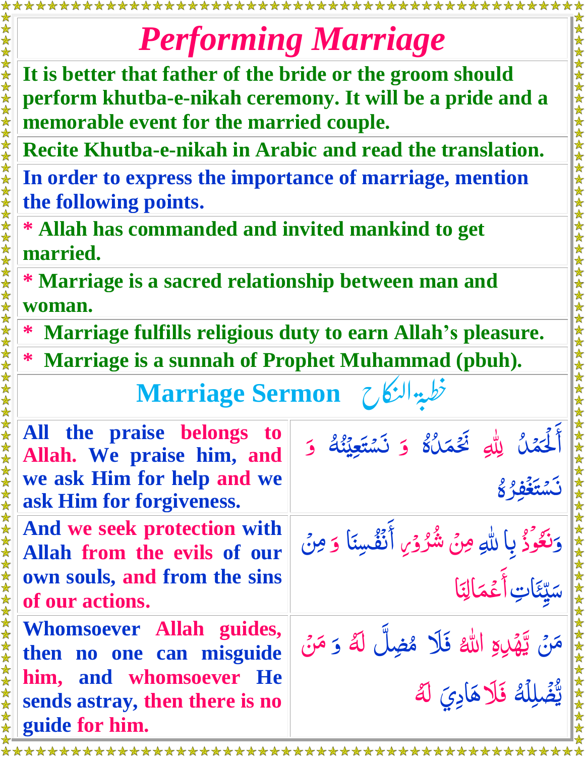# Performing Marriage

**It is better that father of the bride or the groom should perform khutba-e-nikah ceremony. It will be a pride and a memorable event for the married couple.**

**Recite Khutba-e-nikah in Arabic and read the translation.**

**In order to express the importance of marriage, mention the following points.**

**\* Allah has commanded and invited mankind to get married.**

**\* Marriage is a sacred relationship between man and woman.**

**\* Marriage fulfills religious duty to earn Allah's pleasure.**

**\* Marriage is a sunnah of Prophet Muhammad (pbuh).**

## Marriage Sermon خطبة النكاح

| | |
|---|---|
| **All the praise belongs to Allah. We praise him, and we ask Him for help and we ask Him for forgiveness.** | أَلْحَمْدُ لِلّٰهِ نَحْمَدُهُ وَ نَسْتَعِيْنُهُ وَ نَسْتَغْفِرُهُ |
| **And we seek protection with Allah from the evils of our own souls, and from the sins of our actions.** | وَنَعُوْذُ بِا للّٰهِ مِنْ شُرُوْرِ أَنْفُسِنَا وَ مِنْ سَيِّئَاتِ أَعْمَالِنَا |
| **Whomsoever Allah guides, then no one can misguide him, and whomsoever He sends astray, then there is no guide for him.** | مَنْ يَّهْدِهِ اللّٰهُ فَلَا مُضِلَّ لَهُ وَ مَنْ يُّضْلِلْهُ فَلَا هَادِيَ لَهُ |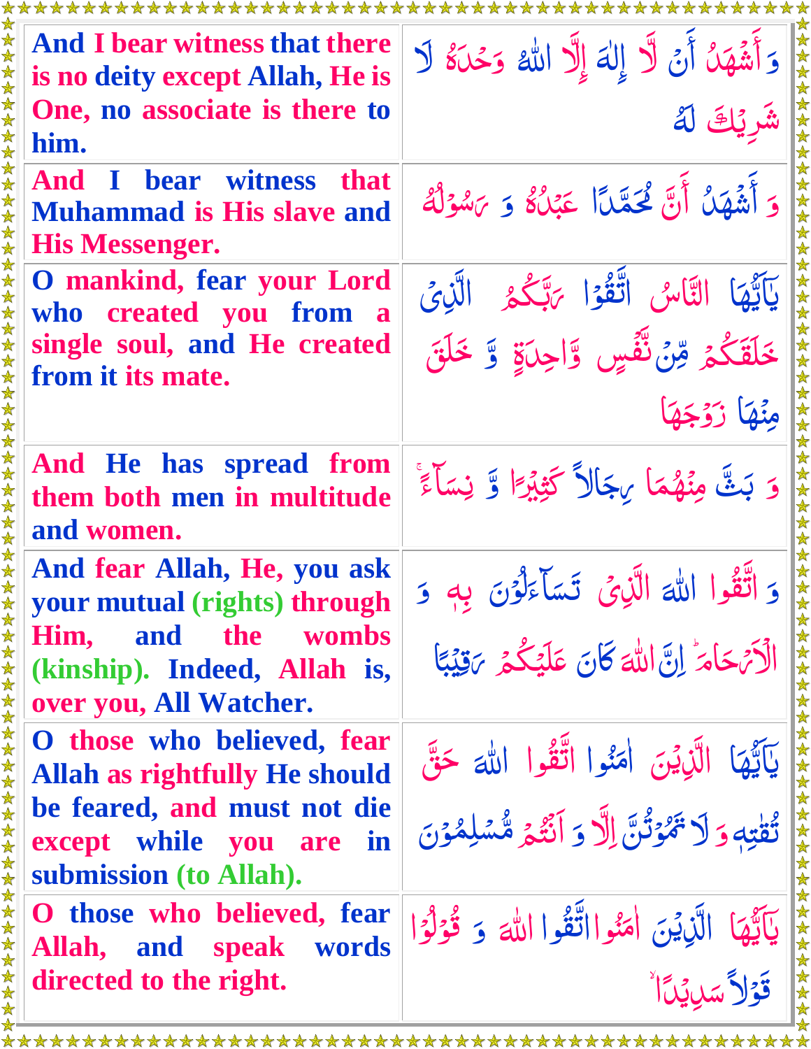| | |
|---|---|
| **And I bear witness that there is no deity except Allah, He is One, no associate is there to him.** | وَ أَشْهَدُ أَنْ لَّآ إِلٰهَ إِلَّا اللّٰهُ وَحْدَهُ لَا شَرِيْكَ لَهُ |
| **And I bear witness that Muhammad is His slave and His Messenger.** | وَ أَشْهَدُ أَنَّ مُحَمَّدًا عَبْدُهُ وَ رَسُوْلُهُ |
| **O mankind, fear your Lord who created you from a single soul, and He created from it its mate.** | يٰٓاَيُّهَا النَّاسُ اتَّقُوْا رَبَّكُمُ الَّذِىْ خَلَقَكُمْ مِّنْ نَّفْسٍ وَّاحِدَةٍ وَّ خَلَقَ مِنْهَا زَوْجَهَا |
| **And He has spread from them both men in multitude and women.** | وَ بَثَّ مِنْهُمَا رِجَالًا كَثِيْرًا وَّ نِسَآءً |
| **And fear Allah, He, you ask your mutual (rights) through Him, and the wombs (kinship). Indeed, Allah is, over you, All Watcher.** | وَ اتَّقُوا اللّٰهَ الَّذِىْ تَسَآءَلُوْنَ بِهٖ وَ الْاَرْحَامَ ؕ اِنَّ اللّٰهَ كَانَ عَلَيْكُمْ رَقِيْبًا |
| **O those who believed, fear Allah as rightfully He should be feared, and must not die except while you are in submission (to Allah).** | يٰٓاَيُّهَا الَّذِيْنَ اٰمَنُوا اتَّقُوا اللّٰهَ حَقَّ تُقٰتِهٖ وَ لَا تَمُوْتُنَّ اِلَّا وَ اَنْتُمْ مُّسْلِمُوْنَ |
| **O those who believed, fear Allah, and speak words directed to the right.** | يٰٓاَيُّهَا الَّذِيْنَ اٰمَنُوا اتَّقُوا اللّٰهَ وَ قُوْلُوْا قَوْلًا سَدِيْدًا ۙ |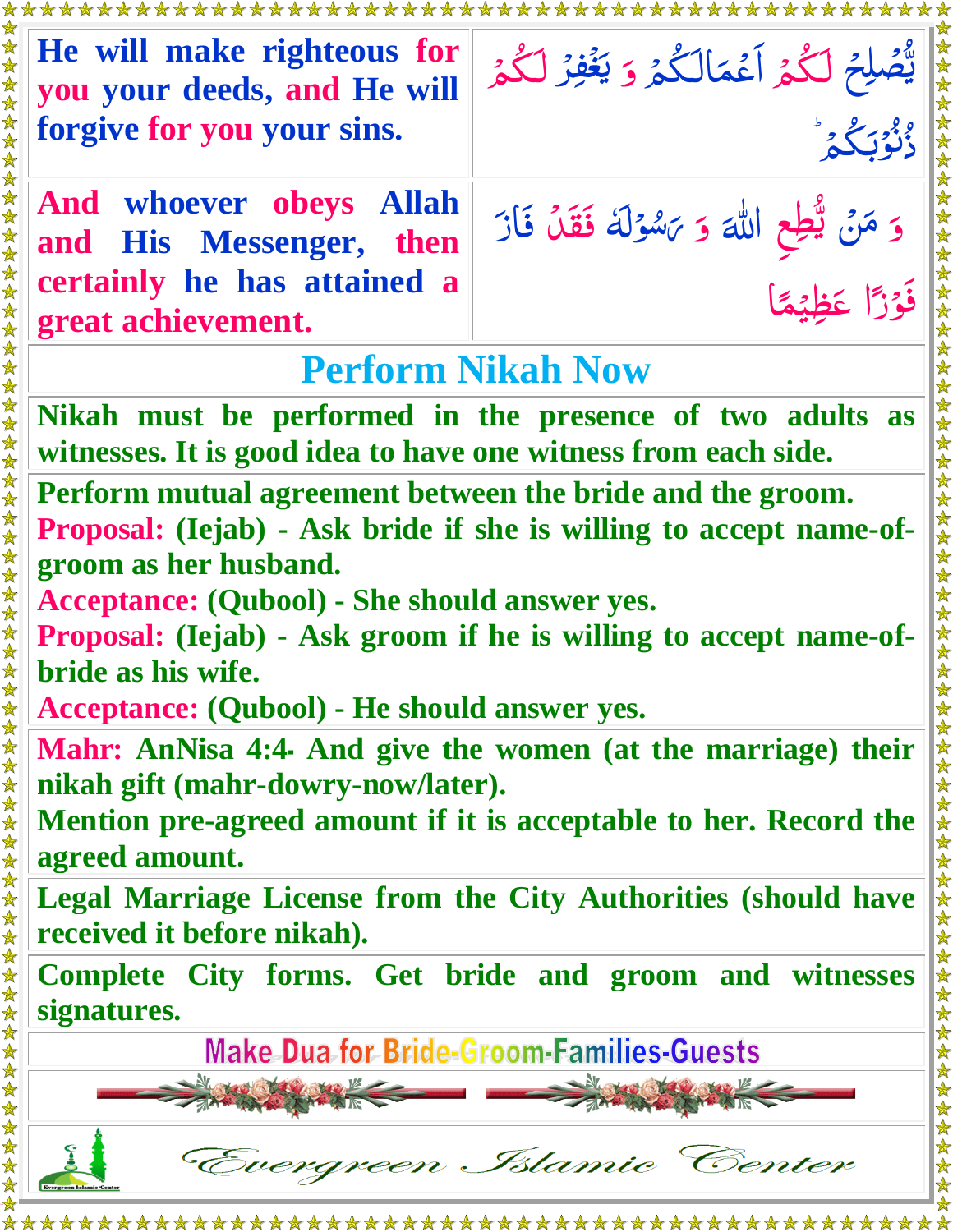| | |
|---|---|
| He will make righteous for you your deeds, and He will forgive for you your sins. | يُّصۡلِحۡ لَكُمۡ اَعۡمَالَكُمۡ وَ يَغۡفِرۡ لَكُمۡ ذُنُوۡبَكُمۡ ؕ |
| And whoever obeys Allah and His Messenger, then certainly he has attained a great achievement. | وَ مَنۡ يُّطِعِ اللّٰهَ وَ رَسُوۡلَهٗ فَقَدۡ فَازَ فَوۡزًا عَظِيۡمًا |

## Perform Nikah Now

**Nikah must be performed in the presence of two adults as witnesses. It is good idea to have one witness from each side.**

**Perform mutual agreement between the bride and the groom.**

**Proposal: (Iejab) - Ask bride if she is willing to accept name-of-groom as her husband.**

**Acceptance: (Qubool) - She should answer yes.**

**Proposal: (Iejab) - Ask groom if he is willing to accept name-of-bride as his wife.**

**Acceptance: (Qubool) - He should answer yes.**

**Mahr: AnNisa 4:4- And give the women (at the marriage) their nikah gift (mahr-dowry-now/later).**

**Mention pre-agreed amount if it is acceptable to her. Record the agreed amount.**

**Legal Marriage License from the City Authorities (should have received it before nikah).**

**Complete City forms. Get bride and groom and witnesses signatures.**

**Make Dua for Bride-Groom-Families-Guests**

Evergreen Islamic Center